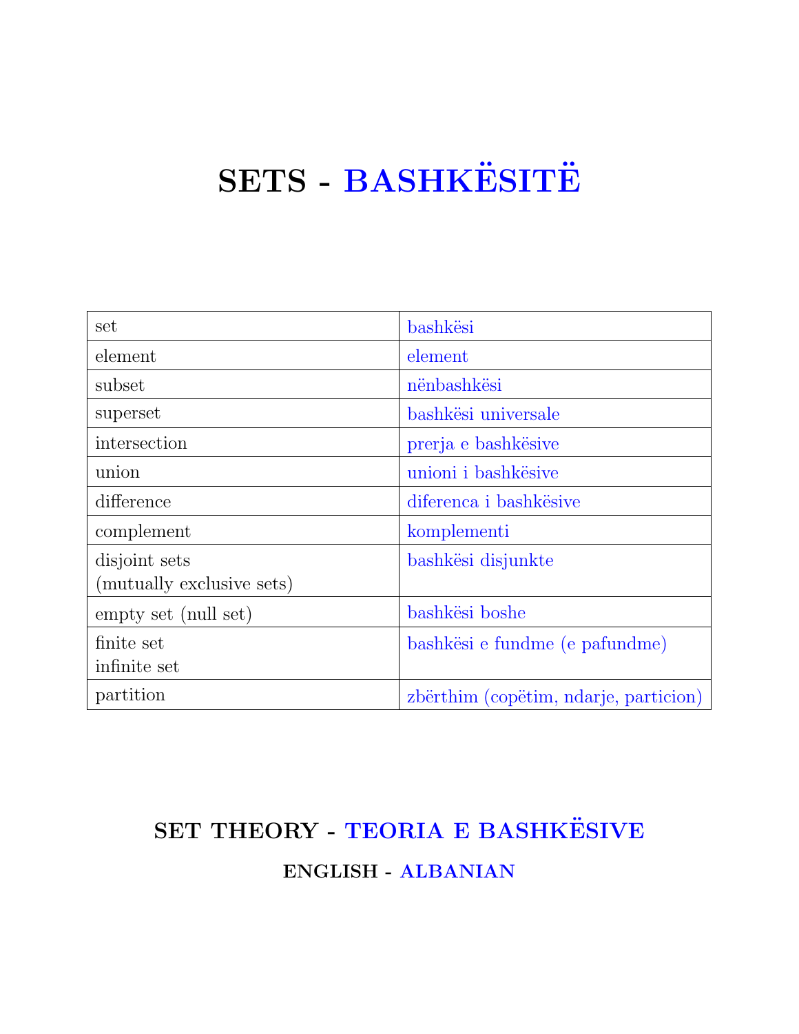# SETS - BASHKËSITË

| set | bashkësi |
|---|---|
| element | element |
| subset | nënbashkësi |
| superset | bashkësi universale |
| intersection | prerja e bashkësive |
| union | unioni i bashkësive |
| difference | diferenca i bashkësive |
| complement | komplementi |
| disjoint sets (mutually exclusive sets) | bashkësi disjunkte |
| empty set (null set) | bashkësi boshe |
| finite set infinite set | bashkësi e fundme (e pafundme) |
| partition | zbërthim (copëtim, ndarje, particion) |

## SET THEORY - TEORIA E BASHKËSIVE

### ENGLISH - ALBANIAN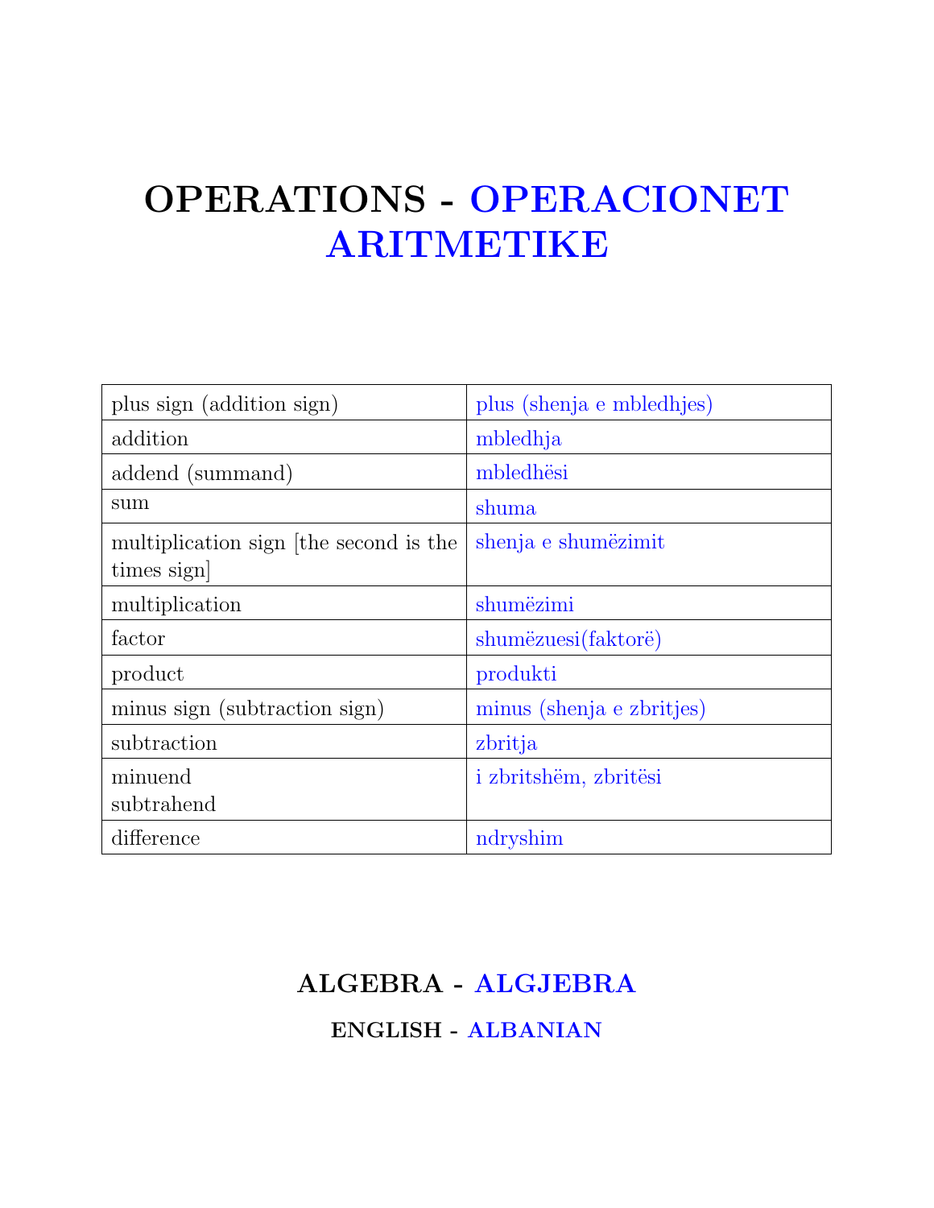# OPERATIONS - OPERACIONET ARITMETIKE

| | |
|---|---|
| plus sign (addition sign) | plus (shenja e mbledhjes) |
| addition | mbledhja |
| addend (summand) | mbledhësi |
| sum | shuma |
| multiplication sign [the second is the times sign] | shenja e shumëzimit |
| multiplication | shumëzimi |
| factor | shumëzuesi(faktorë) |
| product | produkti |
| minus sign (subtraction sign) | minus (shenja e zbritjes) |
| subtraction | zbritja |
| minuend<br>subtrahend | i zbritshëm, zbritësi |
| difference | ndryshim |

## ALGEBRA - ALGJEBRA

### ENGLISH - ALBANIAN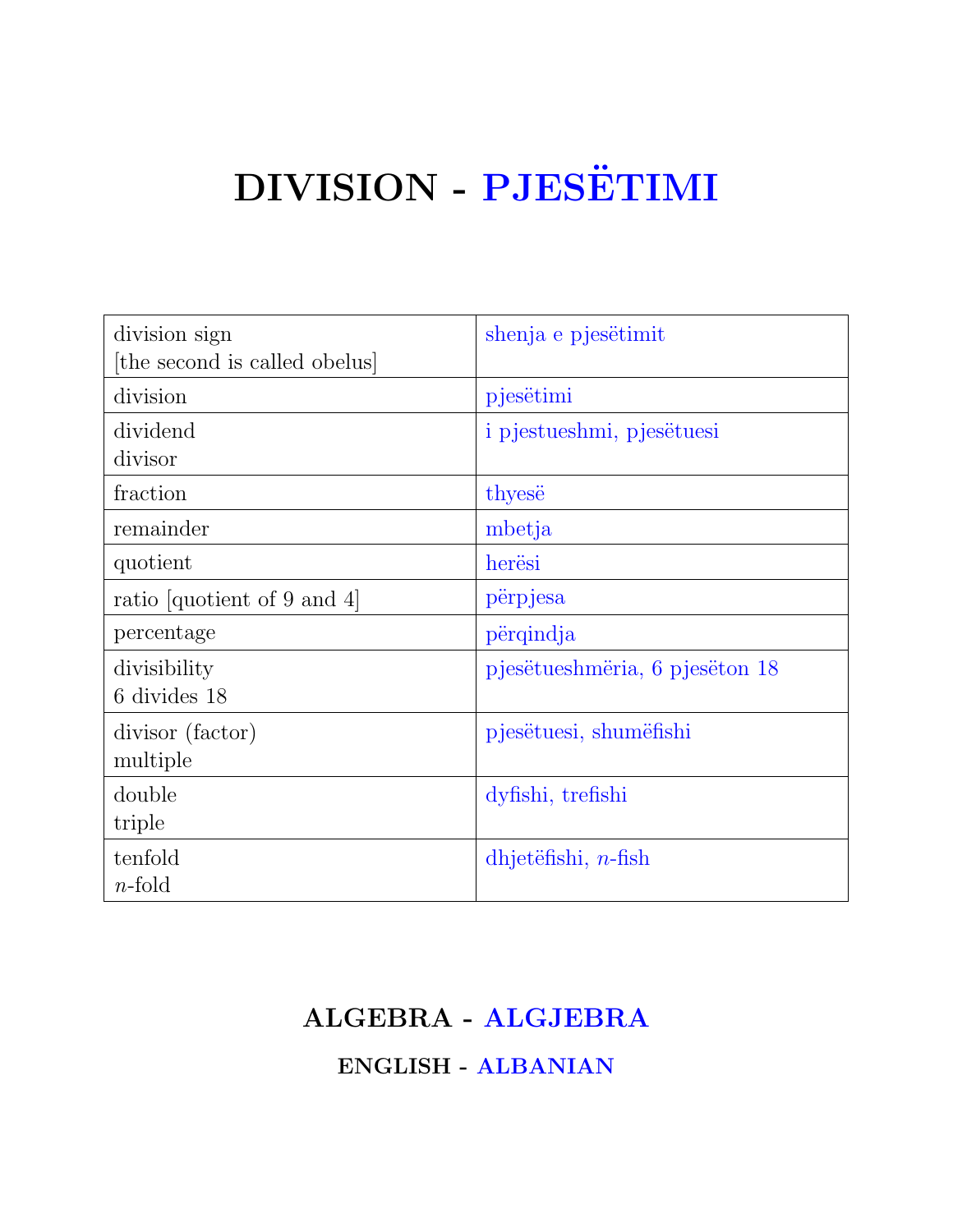# DIVISION - PJESËTIMI

| | |
|---|---|
| division sign<br>[the second is called obelus] | shenja e pjesëtimit |
| division | pjesëtimi |
| dividend<br>divisor | i pjestueshmi, pjesëtuesi |
| fraction | thyesë |
| remainder | mbetja |
| quotient | herësi |
| ratio [quotient of 9 and 4] | përpjesa |
| percentage | përqindja |
| divisibility<br>6 divides 18 | pjesëtueshmëria, 6 pjesëton 18 |
| divisor (factor)<br>multiple | pjesëtuesi, shumëfishi |
| double<br>triple | dyfishi, trefishi |
| tenfold<br>$n$-fold | dhjetëfishi, $n$-fish |

## ALGEBRA - ALGJEBRA

### ENGLISH - ALBANIAN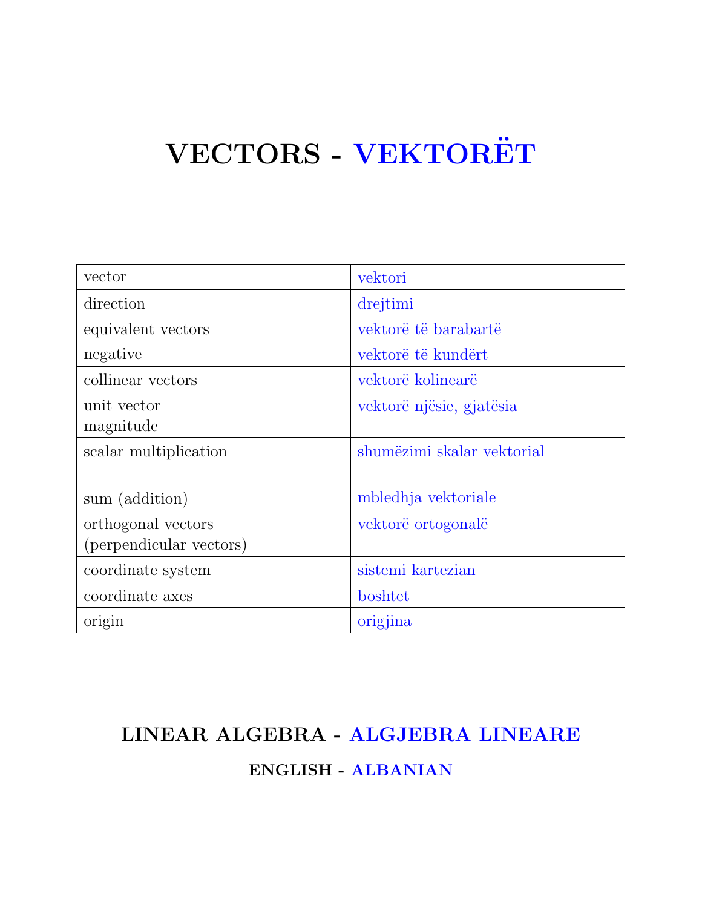# VECTORS - VEKTORËT

| | |
|---|---|
| vector | vektori |
| direction | drejtimi |
| equivalent vectors | vektorë të barabartë |
| negative | vektorë të kundërt |
| collinear vectors | vektorë kolinearë |
| unit vector<br>magnitude | vektorë njësie, gjatësia |
| scalar multiplication | shumëzimi skalar vektorial |
| sum (addition) | mbledhja vektoriale |
| orthogonal vectors<br>(perpendicular vectors) | vektorë ortogonalë |
| coordinate system | sistemi kartezian |
| coordinate axes | boshtet |
| origin | origjina |

**LINEAR ALGEBRA - ALGJEBRA LINEARE**

**ENGLISH - ALBANIAN**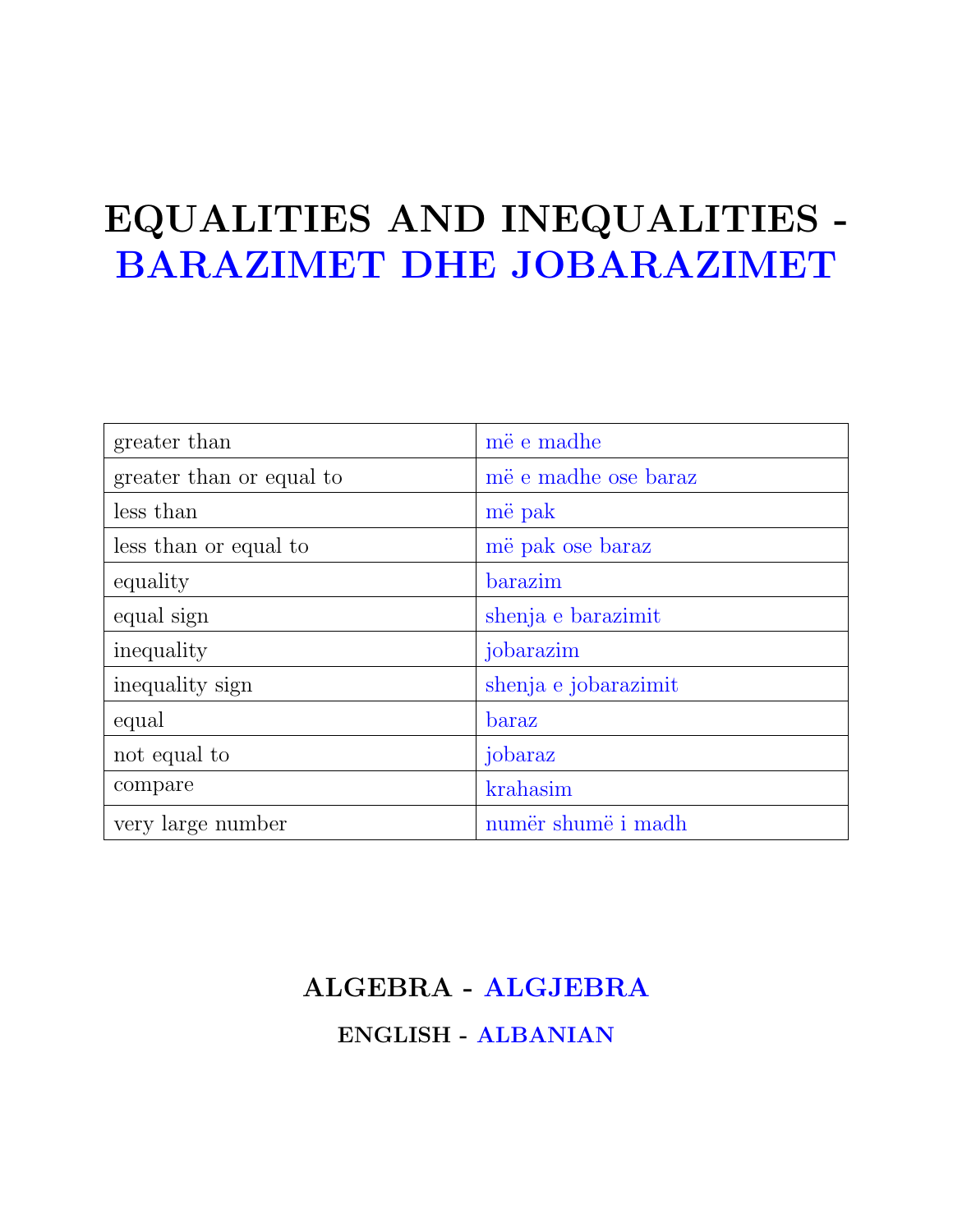# EQUALITIES AND INEQUALITIES - BARAZIMET DHE JOBARAZIMET

| | |
|---|---|
| greater than | më e madhe |
| greater than or equal to | më e madhe ose baraz |
| less than | më pak |
| less than or equal to | më pak ose baraz |
| equality | barazim |
| equal sign | shenja e barazimit |
| inequality | jobarazim |
| inequality sign | shenja e jobarazimit |
| equal | baraz |
| not equal to | jobaraz |
| compare | krahasim |
| very large number | numër shumë i madh |

**ALGEBRA - ALGJEBRA**

**ENGLISH - ALBANIAN**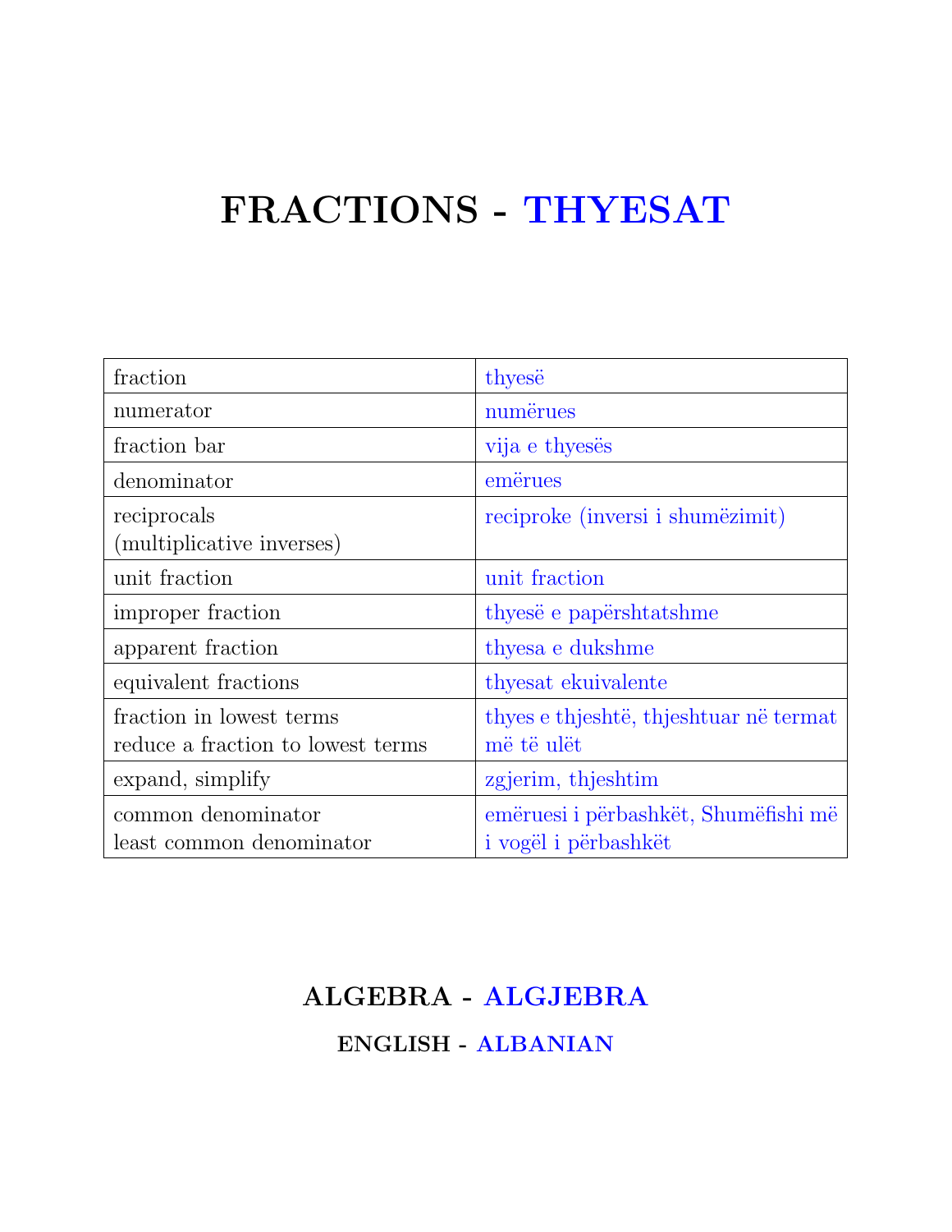# FRACTIONS - THYESAT

| | |
|---|---|
| fraction | thyesë |
| numerator | numërues |
| fraction bar | vija e thyesës |
| denominator | emërues |
| reciprocals (multiplicative inverses) | reciproke (inversi i shumëzimit) |
| unit fraction | unit fraction |
| improper fraction | thyesë e papërshtatshme |
| apparent fraction | thyesa e dukshme |
| equivalent fractions | thyesat ekuivalente |
| fraction in lowest terms reduce a fraction to lowest terms | thyes e thjeshtë, thjeshtuar në termat më të ulët |
| expand, simplify | zgjerim, thjeshtim |
| common denominator least common denominator | emëruesi i përbashkët, Shumëfishi më i vogël i përbashkët |

## ALGEBRA - ALGJEBRA

### ENGLISH - ALBANIAN